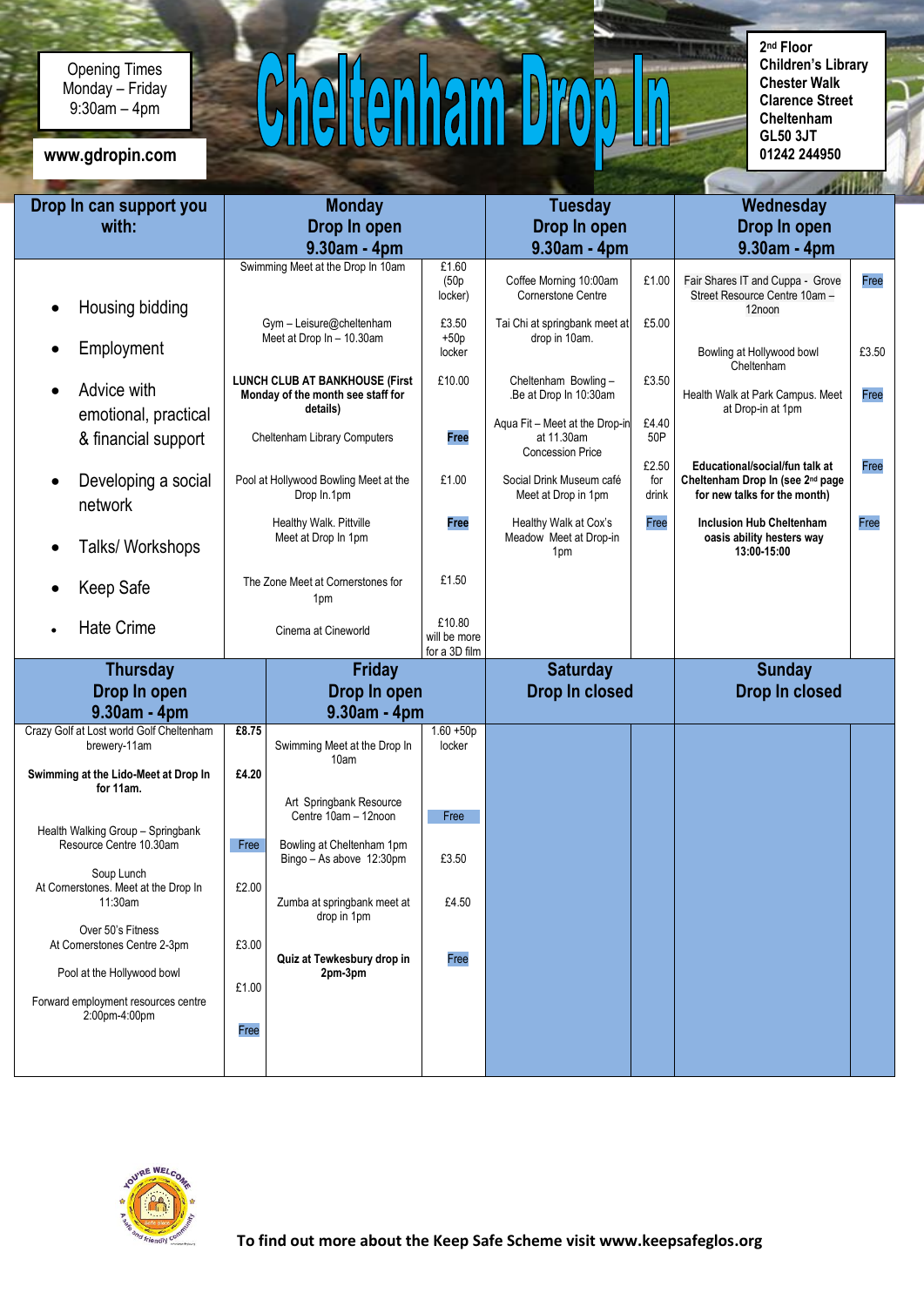Opening Times
Monday – Friday
9:30am – 4pm

www.gdropin.com

# Cheltenham Drop In

2nd Floor
Children's Library
Chester Walk
Clarence Street
Cheltenham
GL50 3JT
01242 244950

| Drop In can support you with: | Monday Drop In open 9.30am - 4pm | | Tuesday Drop In open 9.30am - 4pm | | Wednesday Drop In open 9.30am - 4pm | |
|---|---|---|---|---|---|---|
| • Housing bidding<br>• Employment<br>• Advice with emotional, practical & financial support<br>• Developing a social network<br>• Talks/ Workshops<br>• Keep Safe<br>• Hate Crime | Swimming Meet at the Drop In 10am | £1.60 (50p locker) | Coffee Morning 10:00am Cornerstone Centre | £1.00 | Fair Shares IT and Cuppa - Grove Street Resource Centre 10am – 12noon | Free |
| | Gym – Leisure@cheltenham Meet at Drop In – 10.30am | £3.50 +50p locker | Tai Chi at springbank meet at drop in 10am. | £5.00 | Bowling at Hollywood bowl Cheltenham | £3.50 |
| | **LUNCH CLUB AT BANKHOUSE (First Monday of the month see staff for details)** | £10.00 | Cheltenham Bowling – .Be at Drop In 10:30am | £3.50 | Health Walk at Park Campus. Meet at Drop-in at 1pm | Free |
| | Cheltenham Library Computers | Free | Aqua Fit – Meet at the Drop-in at 11.30am Concession Price | £4.40 50P | **Educational/social/fun talk at Cheltenham Drop In (see 2nd page for new talks for the month)** | Free |
| | Pool at Hollywood Bowling Meet at the Drop In.1pm | £1.00 | Social Drink Museum café Meet at Drop in 1pm | £2.50 for drink | **Inclusion Hub Cheltenham oasis ability hesters way 13:00-15:00** | Free |
| | Healthy Walk. Pittville Meet at Drop In 1pm | Free | Healthy Walk at Cox's Meadow Meet at Drop-in 1pm | Free | | |
| | The Zone Meet at Cornerstones for 1pm | £1.50 | | | | |
| | Cinema at Cineworld | £10.80 will be more for a 3D film | | | | |

| Thursday Drop In open 9.30am - 4pm | | Friday Drop In open 9.30am - 4pm | | Saturday Drop In closed | Sunday Drop In closed |
|---|---|---|---|---|---|
| Crazy Golf at Lost world Golf Cheltenham brewery-11am | **£8.75** | Swimming Meet at the Drop In 10am | 1.60 +50p locker | | |
| **Swimming at the Lido-Meet at Drop In for 11am.** | **£4.20** | Art Springbank Resource Centre 10am – 12noon | Free | | |
| Health Walking Group – Springbank Resource Centre 10.30am | Free | Bowling at Cheltenham 1pm<br>Bingo – As above 12:30pm | £3.50 | | |
| Soup Lunch At Cornerstones. Meet at the Drop In 11:30am | £2.00 | Zumba at springbank meet at drop in 1pm | £4.50 | | |
| Over 50's Fitness At Cornerstones Centre 2-3pm | £3.00 | **Quiz at Tewkesbury drop in 2pm-3pm** | Free | | |
| Pool at the Hollywood bowl | £1.00 | | | | |
| Forward employment resources centre 2:00pm-4:00pm | Free | | | | |

**To find out more about the Keep Safe Scheme visit www.keepsafeglos.org**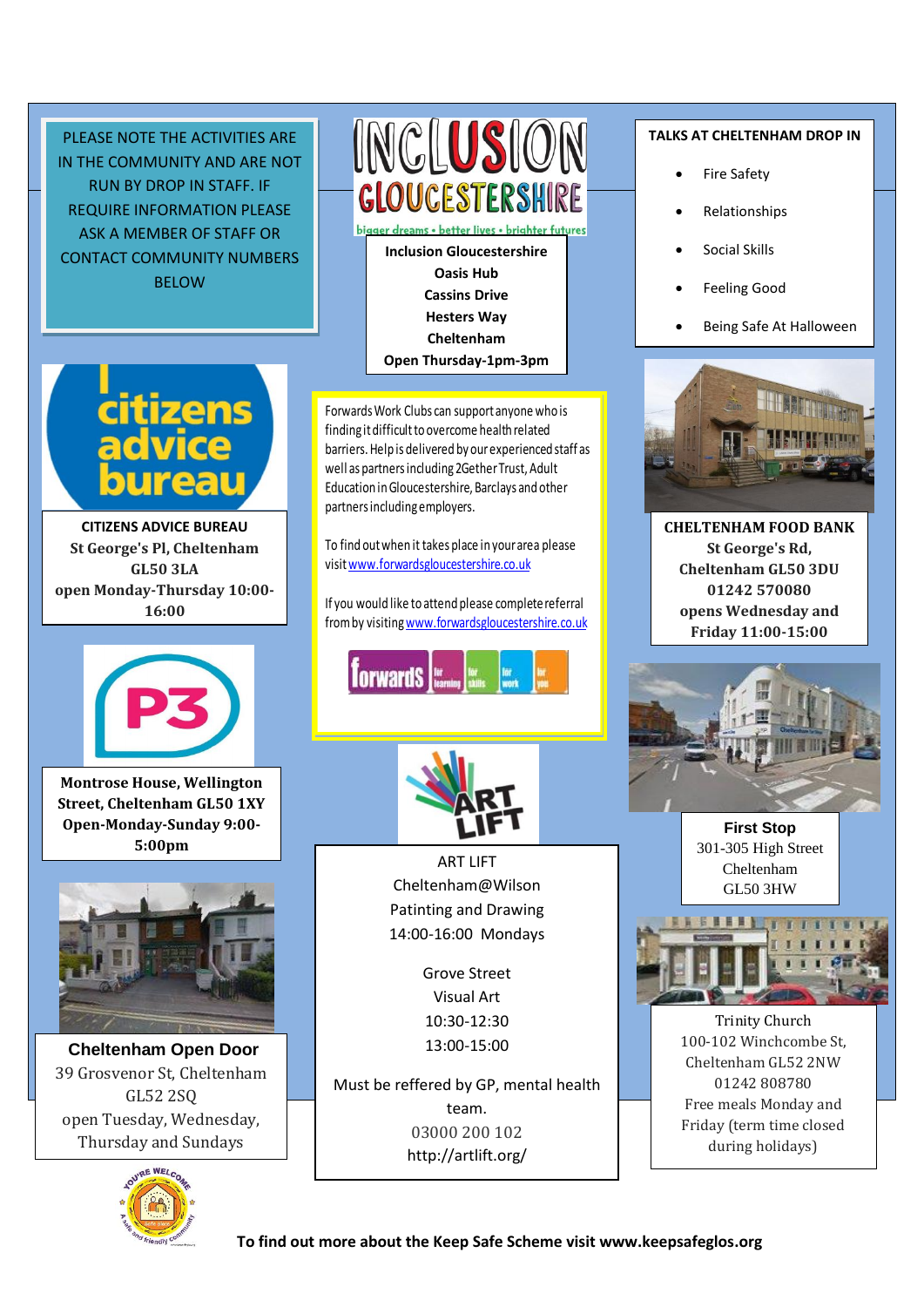PLEASE NOTE THE ACTIVITIES ARE IN THE COMMUNITY AND ARE NOT RUN BY DROP IN STAFF. IF REQUIRE INFORMATION PLEASE ASK A MEMBER OF STAFF OR CONTACT COMMUNITY NUMBERS BELOW

INCLUSION GLOUCESTERSHIRE

bigger dreams • better lives • brighter futures

**Inclusion Gloucestershire**
**Oasis Hub**
**Cassins Drive**
**Hesters Way**
**Cheltenham**
**Open Thursday-1pm-3pm**

**TALKS AT CHELTENHAM DROP IN**

- Fire Safety
- Relationships
- Social Skills
- Feeling Good
- Being Safe At Halloween

citizens advice bureau

**CITIZENS ADVICE BUREAU**
**St George's Pl, Cheltenham**
**GL50 3LA**
**open Monday-Thursday 10:00-16:00**

Forwards Work Clubs can support anyone who is finding it difficult to overcome health related barriers. Help is delivered by our experienced staff as well as partners including 2Gether Trust, Adult Education in Gloucestershire, Barclays and other partners including employers.

To find out when it takes place in your area please visit www.forwardsgloucestershire.co.uk

If you would like to attend please complete referral from by visiting www.forwardsgloucestershire.co.uk

forwards for learning for skills for work for you

**CHELTENHAM FOOD BANK**
**St George's Rd,**
**Cheltenham GL50 3DU**
**01242 570080**
**opens Wednesday and Friday 11:00-15:00**

P3

**Montrose House, Wellington Street, Cheltenham GL50 1XY**
**Open-Monday-Sunday 9:00-5:00pm**

ART LIFT

ART LIFT
Cheltenham@Wilson
Patinting and Drawing
14:00-16:00 Mondays

Grove Street
Visual Art
10:30-12:30
13:00-15:00

Must be reffered by GP, mental health team.
03000 200 102
http://artlift.org/

**First Stop**
301-305 High Street
Cheltenham
GL50 3HW

**Cheltenham Open Door**
39 Grosvenor St, Cheltenham
GL52 2SQ
open Tuesday, Wednesday, Thursday and Sundays

Trinity Church
100-102 Winchcombe St,
Cheltenham GL52 2NW
01242 808780
Free meals Monday and Friday (term time closed during holidays)

**To find out more about the Keep Safe Scheme visit www.keepsafeglos.org**